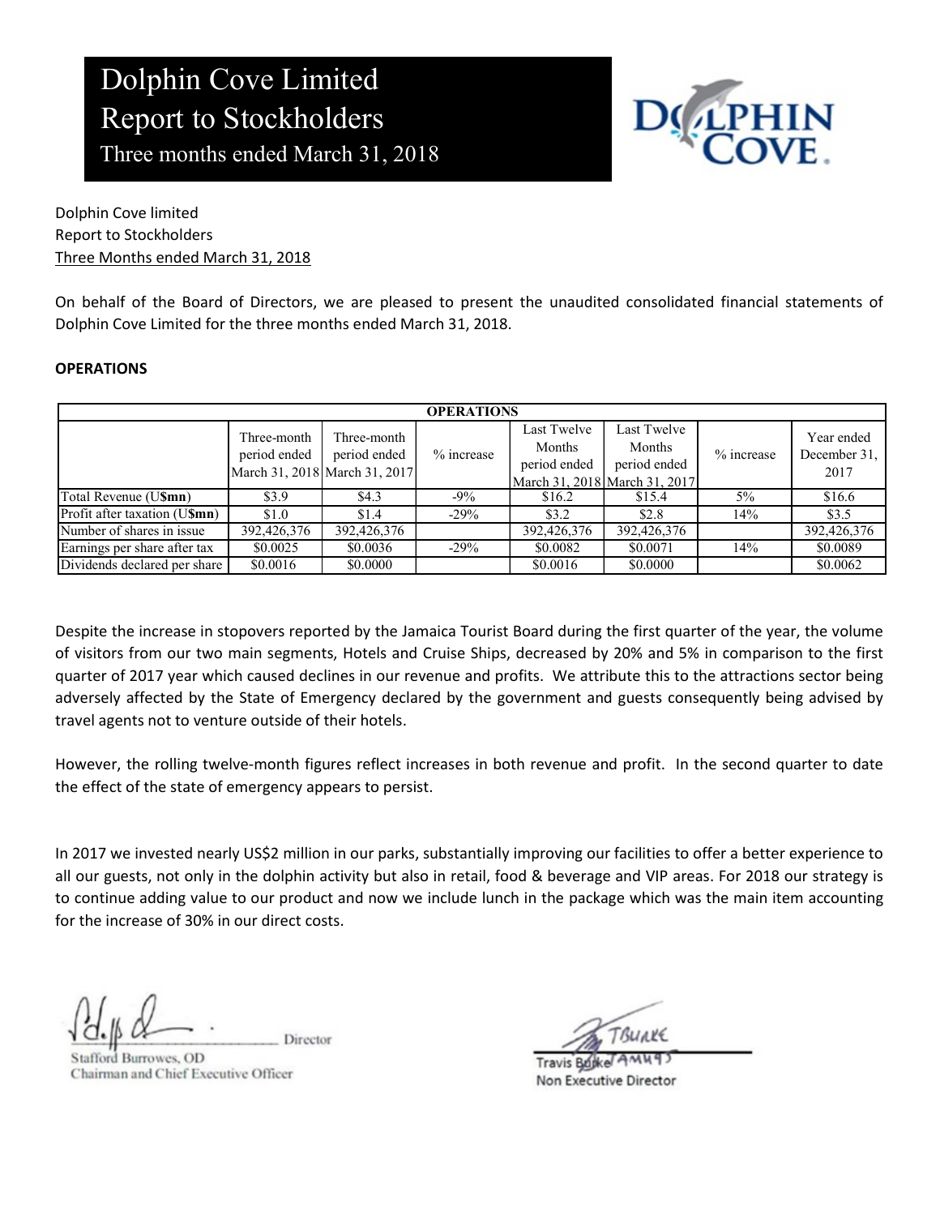# Dolphin Cove Limited
# Report to Stockholders
## Three months ended March 31, 2018

Dolphin Cove limited
Report to Stockholders
Three Months ended March 31, 2018

On behalf of the Board of Directors, we are pleased to present the unaudited consolidated financial statements of Dolphin Cove Limited for the three months ended March 31, 2018.

**OPERATIONS**

| OPERATIONS | | | | | | | |
|---|---|---|---|---|---|---|---|
| | Three-month period ended March 31, 2018 | Three-month period ended March 31, 2017 | % increase | Last Twelve Months period ended March 31, 2018 | Last Twelve Months period ended March 31, 2017 | % increase | Year ended December 31, 2017 |
| Total Revenue (US**$mn**) | $3.9 | $4.3 | -9% | $16.2 | $15.4 | 5% | $16.6 |
| Profit after taxation (US**$mn**) | $1.0 | $1.4 | -29% | $3.2 | $2.8 | 14% | $3.5 |
| Number of shares in issue | 392,426,376 | 392,426,376 | | 392,426,376 | 392,426,376 | | 392,426,376 |
| Earnings per share after tax | $0.0025 | $0.0036 | -29% | $0.0082 | $0.0071 | 14% | $0.0089 |
| Dividends declared per share | $0.0016 | $0.0000 | | $0.0016 | $0.0000 | | $0.0062 |

Despite the increase in stopovers reported by the Jamaica Tourist Board during the first quarter of the year, the volume of visitors from our two main segments, Hotels and Cruise Ships, decreased by 20% and 5% in comparison to the first quarter of 2017 year which caused declines in our revenue and profits. We attribute this to the attractions sector being adversely affected by the State of Emergency declared by the government and guests consequently being advised by travel agents not to venture outside of their hotels.

However, the rolling twelve-month figures reflect increases in both revenue and profit. In the second quarter to date the effect of the state of emergency appears to persist.

In 2017 we invested nearly US$2 million in our parks, substantially improving our facilities to offer a better experience to all our guests, not only in the dolphin activity but also in retail, food & beverage and VIP areas. For 2018 our strategy is to continue adding value to our product and now we include lunch in the package which was the main item accounting for the increase of 30% in our direct costs.

Director
Stafford Burrowes, OD
Chairman and Chief Executive Officer

Travis Burke
Non Executive Director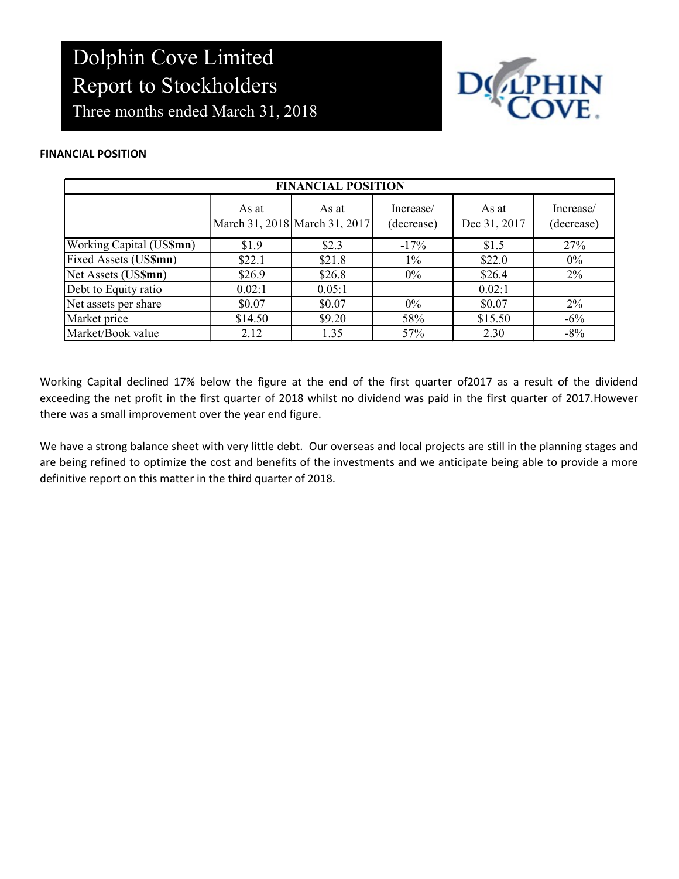# Dolphin Cove Limited
# Report to Stockholders
## Three months ended March 31, 2018

**FINANCIAL POSITION**

| FINANCIAL POSITION | | | | | |
|---|---|---|---|---|---|
| | As at March 31, 2018 | As at March 31, 2017 | Increase/ (decrease) | As at Dec 31, 2017 | Increase/ (decrease) |
| Working Capital (US**$mn**) | $1.9 | $2.3 | -17% | $1.5 | 27% |
| Fixed Assets (US**$mn**) | $22.1 | $21.8 | 1% | $22.0 | 0% |
| Net Assets (US**$mn**) | $26.9 | $26.8 | 0% | $26.4 | 2% |
| Debt to Equity ratio | 0.02:1 | 0.05:1 | | 0.02:1 | |
| Net assets per share | $0.07 | $0.07 | 0% | $0.07 | 2% |
| Market price | $14.50 | $9.20 | 58% | $15.50 | -6% |
| Market/Book value | 2.12 | 1.35 | 57% | 2.30 | -8% |

Working Capital declined 17% below the figure at the end of the first quarter of2017 as a result of the dividend exceeding the net profit in the first quarter of 2018 whilst no dividend was paid in the first quarter of 2017.However there was a small improvement over the year end figure.

We have a strong balance sheet with very little debt. Our overseas and local projects are still in the planning stages and are being refined to optimize the cost and benefits of the investments and we anticipate being able to provide a more definitive report on this matter in the third quarter of 2018.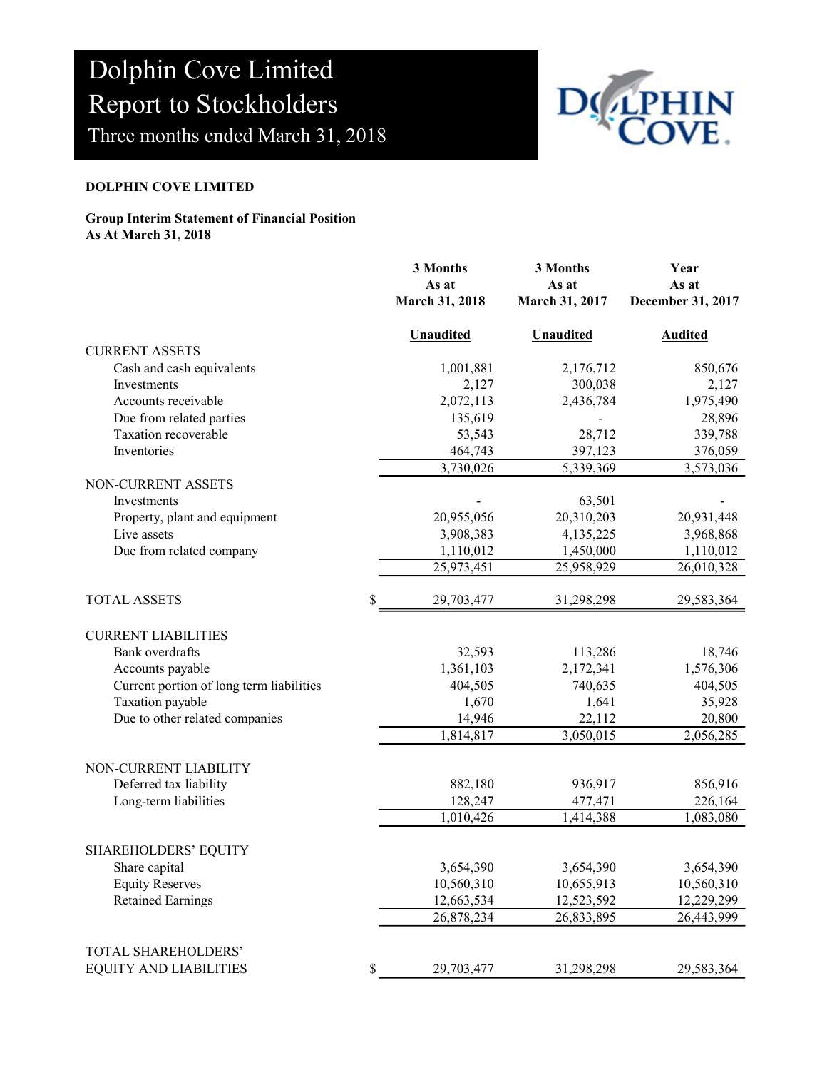# Dolphin Cove Limited
# Report to Stockholders
## Three months ended March 31, 2018

**DOLPHIN COVE LIMITED**

**Group Interim Statement of Financial Position**
**As At March 31, 2018**

| | 3 Months As at March 31, 2018 | 3 Months As at March 31, 2017 | Year As at December 31, 2017 |
|---|---|---|---|
| | Unaudited | Unaudited | Audited |
| CURRENT ASSETS | | | |
| Cash and cash equivalents | 1,001,881 | 2,176,712 | 850,676 |
| Investments | 2,127 | 300,038 | 2,127 |
| Accounts receivable | 2,072,113 | 2,436,784 | 1,975,490 |
| Due from related parties | 135,619 | - | 28,896 |
| Taxation recoverable | 53,543 | 28,712 | 339,788 |
| Inventories | 464,743 | 397,123 | 376,059 |
| | 3,730,026 | 5,339,369 | 3,573,036 |
| NON-CURRENT ASSETS | | | |
| Investments | - | 63,501 | - |
| Property, plant and equipment | 20,955,056 | 20,310,203 | 20,931,448 |
| Live assets | 3,908,383 | 4,135,225 | 3,968,868 |
| Due from related company | 1,110,012 | 1,450,000 | 1,110,012 |
| | 25,973,451 | 25,958,929 | 26,010,328 |
| TOTAL ASSETS | $ 29,703,477 | 31,298,298 | 29,583,364 |
| CURRENT LIABILITIES | | | |
| Bank overdrafts | 32,593 | 113,286 | 18,746 |
| Accounts payable | 1,361,103 | 2,172,341 | 1,576,306 |
| Current portion of long term liabilities | 404,505 | 740,635 | 404,505 |
| Taxation payable | 1,670 | 1,641 | 35,928 |
| Due to other related companies | 14,946 | 22,112 | 20,800 |
| | 1,814,817 | 3,050,015 | 2,056,285 |
| NON-CURRENT LIABILITY | | | |
| Deferred tax liability | 882,180 | 936,917 | 856,916 |
| Long-term liabilities | 128,247 | 477,471 | 226,164 |
| | 1,010,426 | 1,414,388 | 1,083,080 |
| SHAREHOLDERS' EQUITY | | | |
| Share capital | 3,654,390 | 3,654,390 | 3,654,390 |
| Equity Reserves | 10,560,310 | 10,655,913 | 10,560,310 |
| Retained Earnings | 12,663,534 | 12,523,592 | 12,229,299 |
| | 26,878,234 | 26,833,895 | 26,443,999 |
| TOTAL SHAREHOLDERS' EQUITY AND LIABILITIES | $ 29,703,477 | 31,298,298 | 29,583,364 |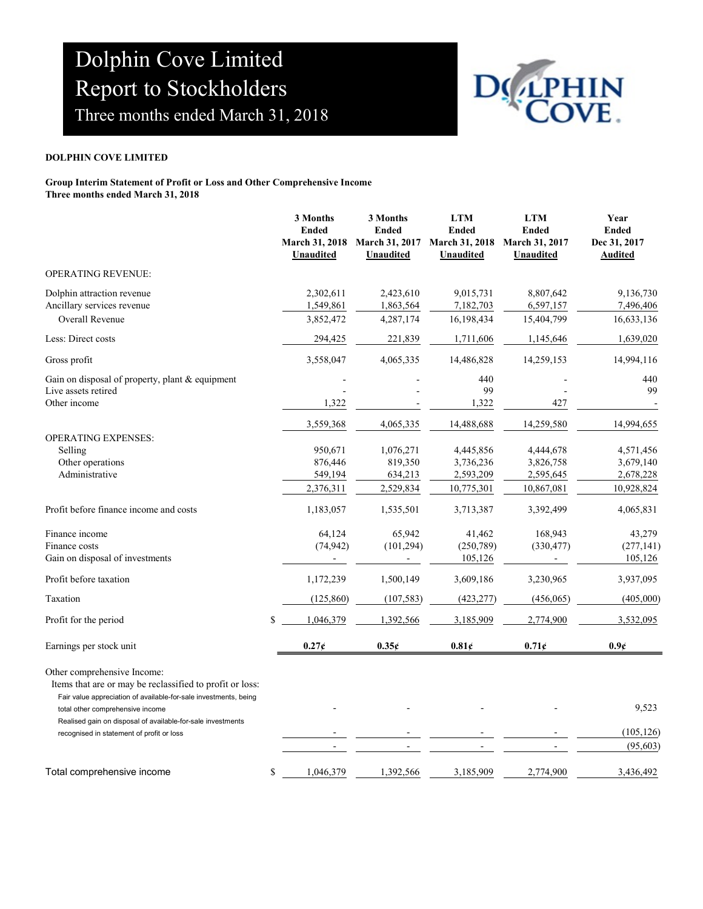# Dolphin Cove Limited
# Report to Stockholders
## Three months ended March 31, 2018

**DOLPHIN COVE LIMITED**

**Group Interim Statement of Profit or Loss and Other Comprehensive Income**
**Three months ended March 31, 2018**

| | 3 Months Ended March 31, 2018 Unaudited | 3 Months Ended March 31, 2017 Unaudited | LTM Ended March 31, 2018 Unaudited | LTM Ended March 31, 2017 Unaudited | Year Ended Dec 31, 2017 Audited |
|---|---|---|---|---|---|
| OPERATING REVENUE: | | | | | |
| Dolphin attraction revenue | 2,302,611 | 2,423,610 | 9,015,731 | 8,807,642 | 9,136,730 |
| Ancillary services revenue | 1,549,861 | 1,863,564 | 7,182,703 | 6,597,157 | 7,496,406 |
| Overall Revenue | 3,852,472 | 4,287,174 | 16,198,434 | 15,404,799 | 16,633,136 |
| Less: Direct costs | 294,425 | 221,839 | 1,711,606 | 1,145,646 | 1,639,020 |
| Gross profit | 3,558,047 | 4,065,335 | 14,486,828 | 14,259,153 | 14,994,116 |
| Gain on disposal of property, plant & equipment | - | - | 440 | - | 440 |
| Live assets retired | - | - | 99 | - | 99 |
| Other income | 1,322 | - | 1,322 | 427 | - |
| | 3,559,368 | 4,065,335 | 14,488,688 | 14,259,580 | 14,994,655 |
| OPERATING EXPENSES: | | | | | |
| Selling | 950,671 | 1,076,271 | 4,445,856 | 4,444,678 | 4,571,456 |
| Other operations | 876,446 | 819,350 | 3,736,236 | 3,826,758 | 3,679,140 |
| Administrative | 549,194 | 634,213 | 2,593,209 | 2,595,645 | 2,678,228 |
| | 2,376,311 | 2,529,834 | 10,775,301 | 10,867,081 | 10,928,824 |
| Profit before finance income and costs | 1,183,057 | 1,535,501 | 3,713,387 | 3,392,499 | 4,065,831 |
| Finance income | 64,124 | 65,942 | 41,462 | 168,943 | 43,279 |
| Finance costs | (74,942) | (101,294) | (250,789) | (330,477) | (277,141) |
| Gain on disposal of investments | - | - | 105,126 | - | 105,126 |
| Profit before taxation | 1,172,239 | 1,500,149 | 3,609,186 | 3,230,965 | 3,937,095 |
| Taxation | (125,860) | (107,583) | (423,277) | (456,065) | (405,000) |
| Profit for the period | $ 1,046,379 | 1,392,566 | 3,185,909 | 2,774,900 | 3,532,095 |
| Earnings per stock unit | **0.27¢** | **0.35¢** | **0.81¢** | **0.71¢** | **0.9¢** |
| Other comprehensive Income: | | | | | |
| Items that are or may be reclassified to profit or loss: | | | | | |
| Fair value appreciation of available-for-sale investments, being total other comprehensive income | - | - | - | - | 9,523 |
| Realised gain on disposal of available-for-sale investments recognised in statement of profit or loss | - | - | - | - | (105,126) |
| | - | - | - | - | (95,603) |
| Total comprehensive income | $ 1,046,379 | 1,392,566 | 3,185,909 | 2,774,900 | 3,436,492 |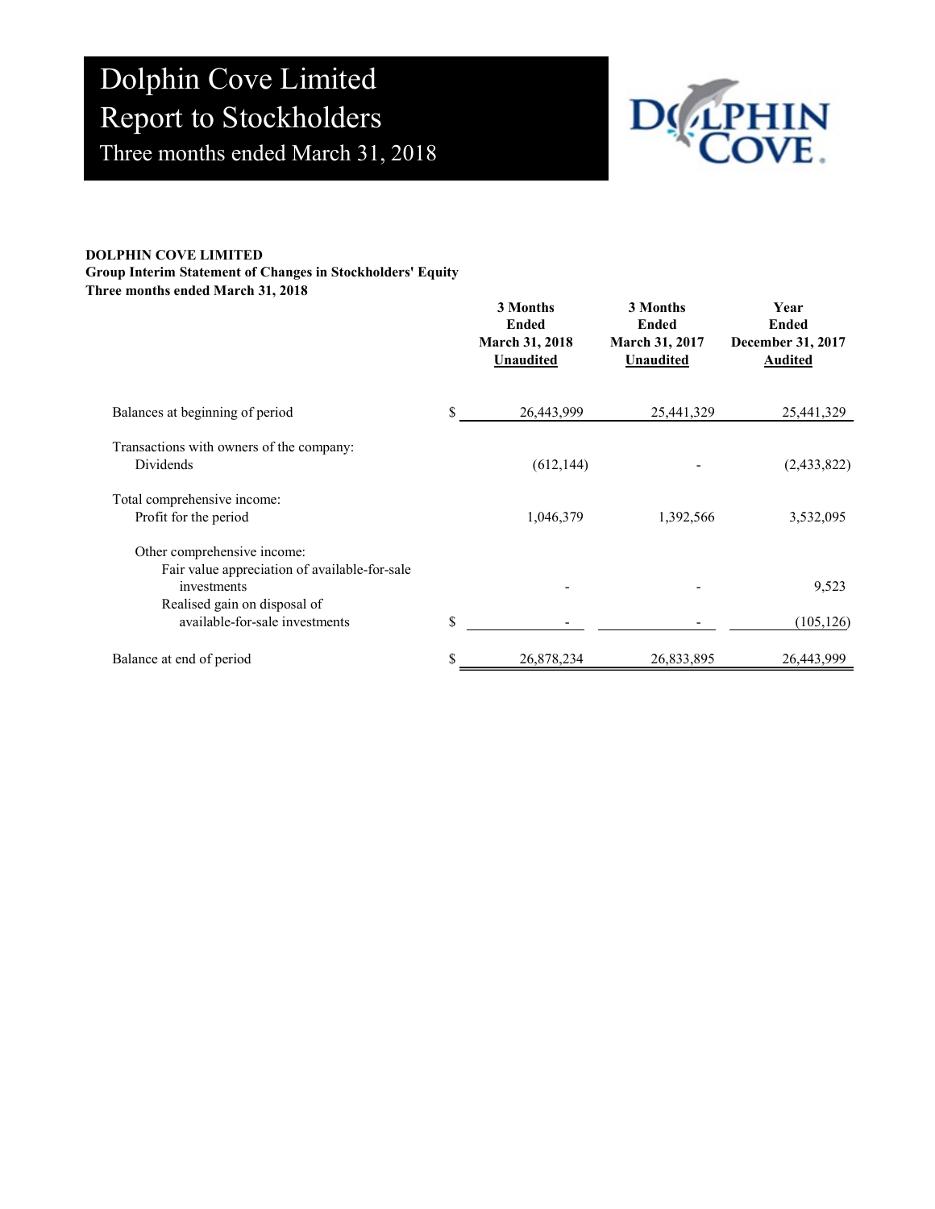# Dolphin Cove Limited
# Report to Stockholders
## Three months ended March 31, 2018

**DOLPHIN COVE LIMITED**
**Group Interim Statement of Changes in Stockholders' Equity**
**Three months ended March 31, 2018**

| | | 3 Months Ended March 31, 2018 Unaudited | 3 Months Ended March 31, 2017 Unaudited | Year Ended December 31, 2017 Audited |
|---|---|---|---|---|
| Balances at beginning of period | $ | 26,443,999 | 25,441,329 | 25,441,329 |
| Transactions with owners of the company: | | | | |
| Dividends | | (612,144) | - | (2,433,822) |
| Total comprehensive income: | | | | |
| Profit for the period | | 1,046,379 | 1,392,566 | 3,532,095 |
| Other comprehensive income: | | | | |
| Fair value appreciation of available-for-sale investments | | - | - | 9,523 |
| Realised gain on disposal of available-for-sale investments | $ | - | - | (105,126) |
| Balance at end of period | $ | 26,878,234 | 26,833,895 | 26,443,999 |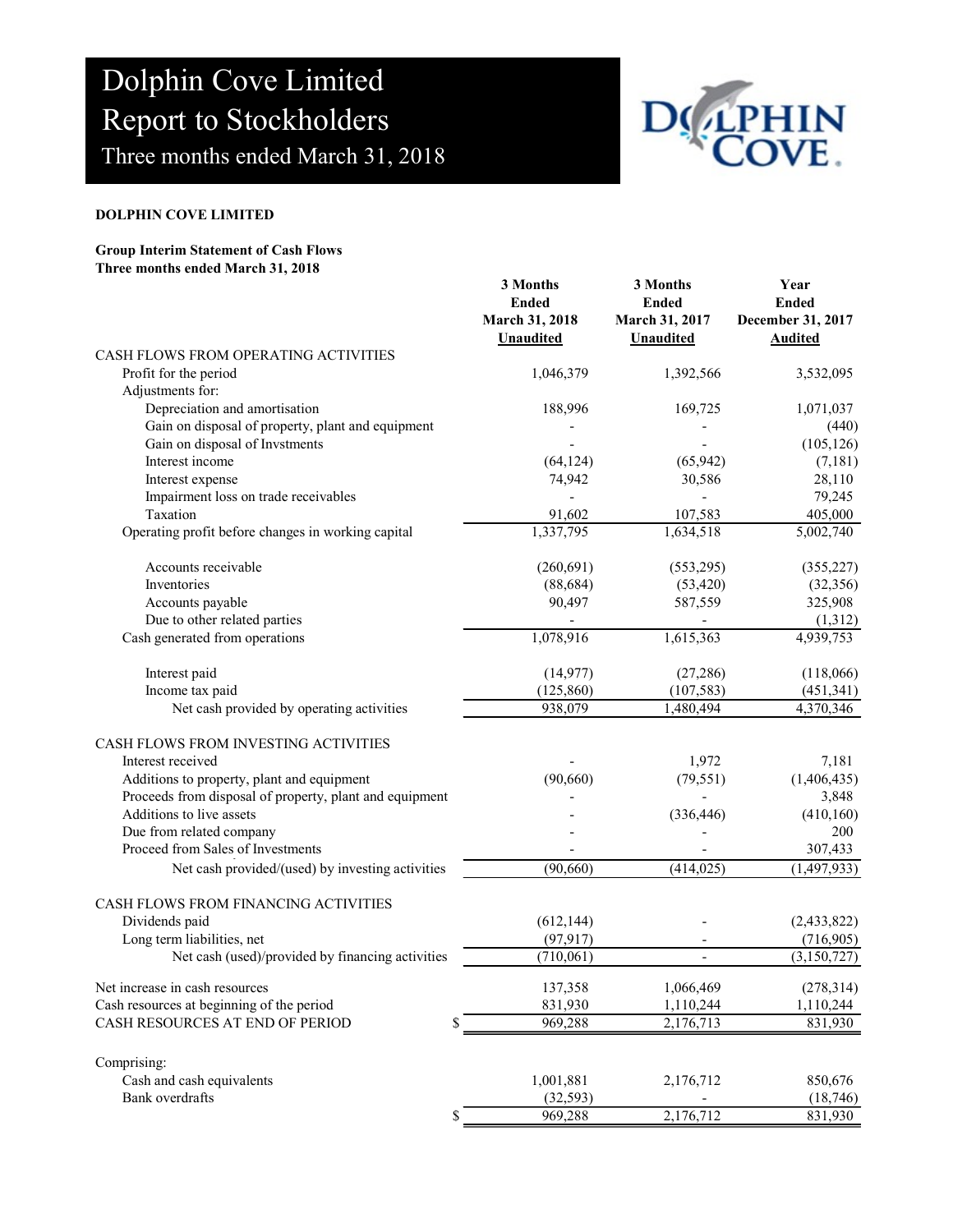# Dolphin Cove Limited
# Report to Stockholders
## Three months ended March 31, 2018

**DOLPHIN COVE LIMITED**

**Group Interim Statement of Cash Flows**
**Three months ended March 31, 2018**

| | 3 Months Ended March 31, 2018 Unaudited | 3 Months Ended March 31, 2017 Unaudited | Year Ended December 31, 2017 Audited |
|---|---|---|---|
| CASH FLOWS FROM OPERATING ACTIVITIES | | | |
| Profit for the period | 1,046,379 | 1,392,566 | 3,532,095 |
| Adjustments for: | | | |
| Depreciation and amortisation | 188,996 | 169,725 | 1,071,037 |
| Gain on disposal of property, plant and equipment | - | - | (440) |
| Gain on disposal of Invstments | - | - | (105,126) |
| Interest income | (64,124) | (65,942) | (7,181) |
| Interest expense | 74,942 | 30,586 | 28,110 |
| Impairment loss on trade receivables | - | - | 79,245 |
| Taxation | 91,602 | 107,583 | 405,000 |
| Operating profit before changes in working capital | 1,337,795 | 1,634,518 | 5,002,740 |
| Accounts receivable | (260,691) | (553,295) | (355,227) |
| Inventories | (88,684) | (53,420) | (32,356) |
| Accounts payable | 90,497 | 587,559 | 325,908 |
| Due to other related parties | - | - | (1,312) |
| Cash generated from operations | 1,078,916 | 1,615,363 | 4,939,753 |
| Interest paid | (14,977) | (27,286) | (118,066) |
| Income tax paid | (125,860) | (107,583) | (451,341) |
| Net cash provided by operating activities | 938,079 | 1,480,494 | 4,370,346 |
| CASH FLOWS FROM INVESTING ACTIVITIES | | | |
| Interest received | - | 1,972 | 7,181 |
| Additions to property, plant and equipment | (90,660) | (79,551) | (1,406,435) |
| Proceeds from disposal of property, plant and equipment | - | - | 3,848 |
| Additions to live assets | - | (336,446) | (410,160) |
| Due from related company | - | - | 200 |
| Proceed from Sales of Investments | - | - | 307,433 |
| Net cash provided/(used) by investing activities | (90,660) | (414,025) | (1,497,933) |
| CASH FLOWS FROM FINANCING ACTIVITIES | | | |
| Dividends paid | (612,144) | - | (2,433,822) |
| Long term liabilities, net | (97,917) | - | (716,905) |
| Net cash (used)/provided by financing activities | (710,061) | - | (3,150,727) |
| Net increase in cash resources | 137,358 | 1,066,469 | (278,314) |
| Cash resources at beginning of the period | 831,930 | 1,110,244 | 1,110,244 |
| CASH RESOURCES AT END OF PERIOD $ | 969,288 | 2,176,713 | 831,930 |
| Comprising: | | | |
| Cash and cash equivalents | 1,001,881 | 2,176,712 | 850,676 |
| Bank overdrafts | (32,593) | - | (18,746) |
| $ | 969,288 | 2,176,712 | 831,930 |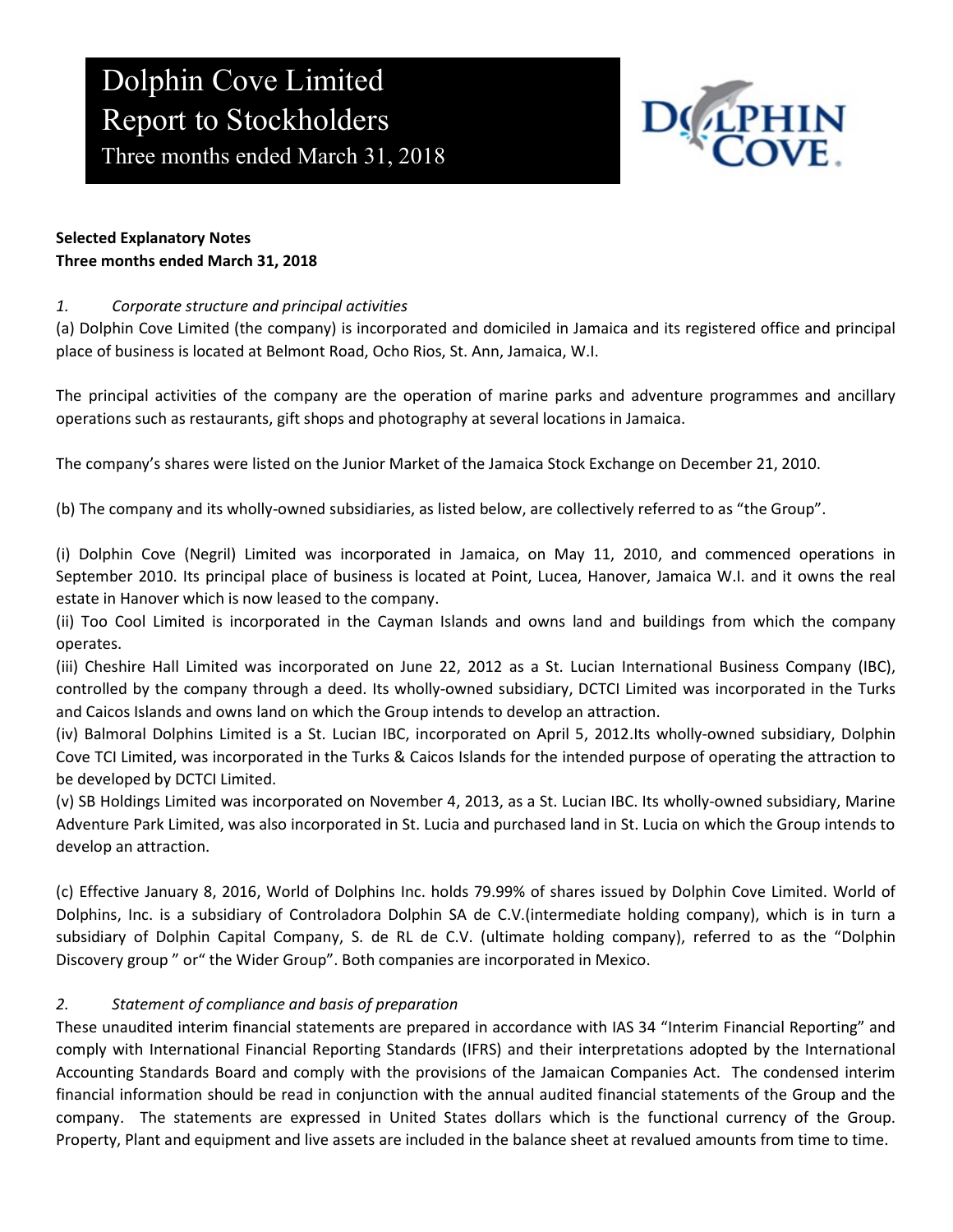# Dolphin Cove Limited
# Report to Stockholders
## Three months ended March 31, 2018

**Selected Explanatory Notes**
**Three months ended March 31, 2018**

*1. Corporate structure and principal activities*

(a) Dolphin Cove Limited (the company) is incorporated and domiciled in Jamaica and its registered office and principal place of business is located at Belmont Road, Ocho Rios, St. Ann, Jamaica, W.I.

The principal activities of the company are the operation of marine parks and adventure programmes and ancillary operations such as restaurants, gift shops and photography at several locations in Jamaica.

The company's shares were listed on the Junior Market of the Jamaica Stock Exchange on December 21, 2010.

(b) The company and its wholly-owned subsidiaries, as listed below, are collectively referred to as "the Group".

(i) Dolphin Cove (Negril) Limited was incorporated in Jamaica, on May 11, 2010, and commenced operations in September 2010. Its principal place of business is located at Point, Lucea, Hanover, Jamaica W.I. and it owns the real estate in Hanover which is now leased to the company.

(ii) Too Cool Limited is incorporated in the Cayman Islands and owns land and buildings from which the company operates.

(iii) Cheshire Hall Limited was incorporated on June 22, 2012 as a St. Lucian International Business Company (IBC), controlled by the company through a deed. Its wholly-owned subsidiary, DCTCI Limited was incorporated in the Turks and Caicos Islands and owns land on which the Group intends to develop an attraction.

(iv) Balmoral Dolphins Limited is a St. Lucian IBC, incorporated on April 5, 2012.Its wholly-owned subsidiary, Dolphin Cove TCI Limited, was incorporated in the Turks & Caicos Islands for the intended purpose of operating the attraction to be developed by DCTCI Limited.

(v) SB Holdings Limited was incorporated on November 4, 2013, as a St. Lucian IBC. Its wholly-owned subsidiary, Marine Adventure Park Limited, was also incorporated in St. Lucia and purchased land in St. Lucia on which the Group intends to develop an attraction.

(c) Effective January 8, 2016, World of Dolphins Inc. holds 79.99% of shares issued by Dolphin Cove Limited. World of Dolphins, Inc. is a subsidiary of Controladora Dolphin SA de C.V.(intermediate holding company), which is in turn a subsidiary of Dolphin Capital Company, S. de RL de C.V. (ultimate holding company), referred to as the "Dolphin Discovery group " or" the Wider Group". Both companies are incorporated in Mexico.

*2. Statement of compliance and basis of preparation*

These unaudited interim financial statements are prepared in accordance with IAS 34 "Interim Financial Reporting" and comply with International Financial Reporting Standards (IFRS) and their interpretations adopted by the International Accounting Standards Board and comply with the provisions of the Jamaican Companies Act. The condensed interim financial information should be read in conjunction with the annual audited financial statements of the Group and the company. The statements are expressed in United States dollars which is the functional currency of the Group. Property, Plant and equipment and live assets are included in the balance sheet at revalued amounts from time to time.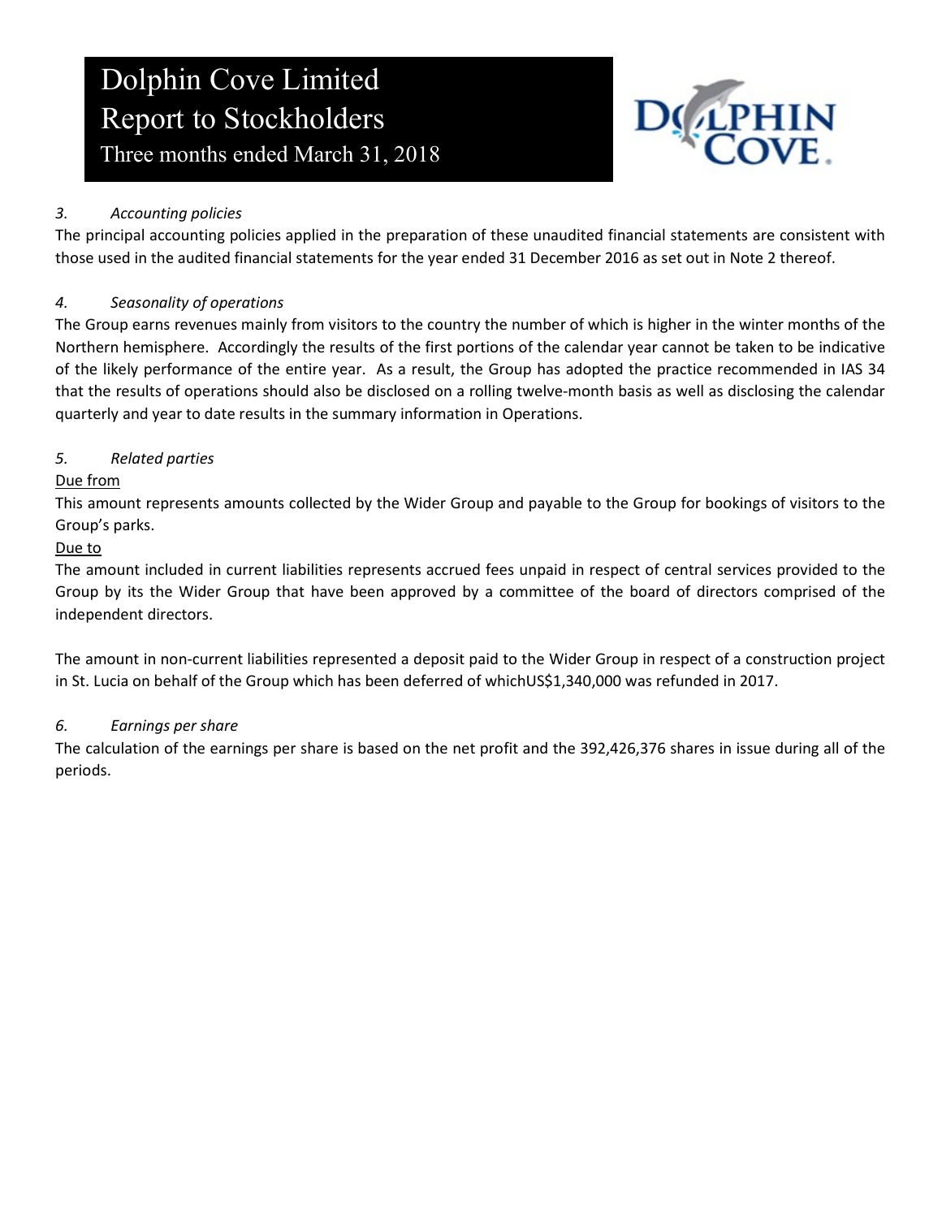*3. Accounting policies*

The principal accounting policies applied in the preparation of these unaudited financial statements are consistent with those used in the audited financial statements for the year ended 31 December 2016 as set out in Note 2 thereof.

*4. Seasonality of operations*

The Group earns revenues mainly from visitors to the country the number of which is higher in the winter months of the Northern hemisphere. Accordingly the results of the first portions of the calendar year cannot be taken to be indicative of the likely performance of the entire year. As a result, the Group has adopted the practice recommended in IAS 34 that the results of operations should also be disclosed on a rolling twelve-month basis as well as disclosing the calendar quarterly and year to date results in the summary information in Operations.

*5. Related parties*

<u>Due from</u>

This amount represents amounts collected by the Wider Group and payable to the Group for bookings of visitors to the Group's parks.

<u>Due to</u>

The amount included in current liabilities represents accrued fees unpaid in respect of central services provided to the Group by its the Wider Group that have been approved by a committee of the board of directors comprised of the independent directors.

The amount in non-current liabilities represented a deposit paid to the Wider Group in respect of a construction project in St. Lucia on behalf of the Group which has been deferred of whichUS$1,340,000 was refunded in 2017.

*6. Earnings per share*

The calculation of the earnings per share is based on the net profit and the 392,426,376 shares in issue during all of the periods.